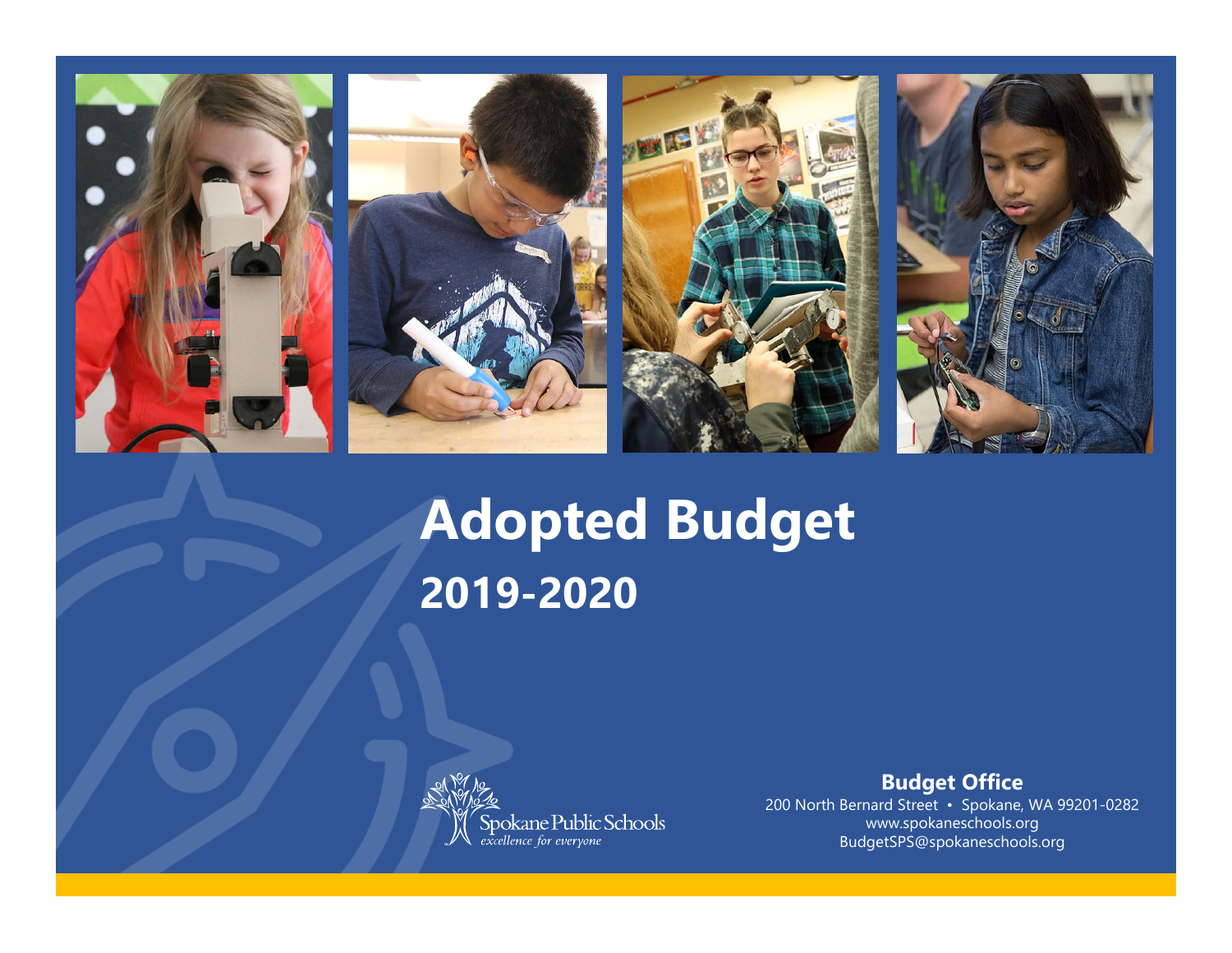# Adopted Budget

## 2019-2020

Spokane Public Schools
*excellence for everyone*

**Budget Office**
200 North Bernard Street • Spokane, WA 99201-0282
www.spokaneschools.org
BudgetSPS@spokaneschools.org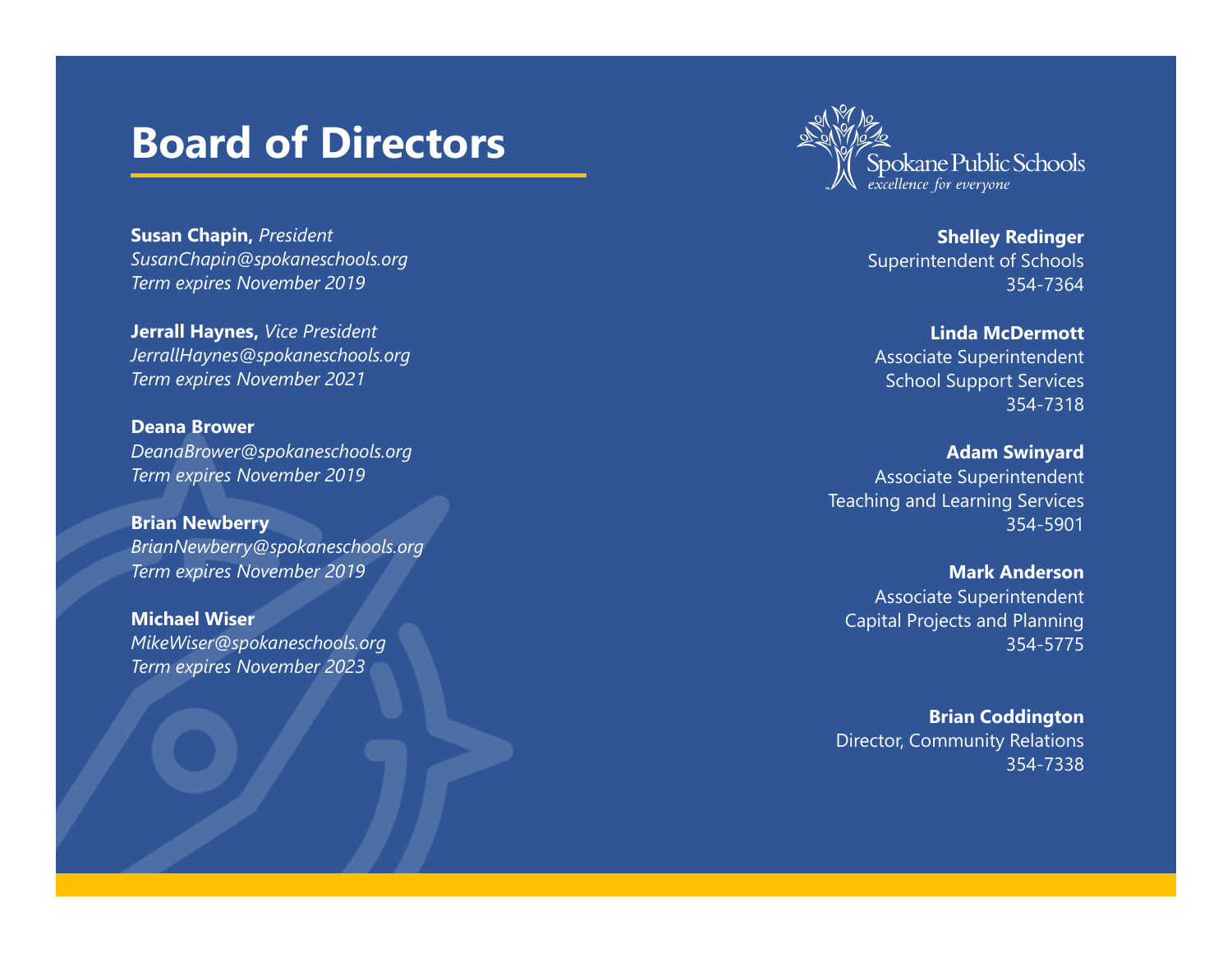# Board of Directors

**Susan Chapin,** *President*
*SusanChapin@spokaneschools.org*
*Term expires November 2019*

**Jerrall Haynes,** *Vice President*
*JerrallHaynes@spokaneschools.org*
*Term expires November 2021*

**Deana Brower**
*DeanaBrower@spokaneschools.org*
*Term expires November 2019*

**Brian Newberry**
*BrianNewberry@spokaneschools.org*
*Term expires November 2019*

**Michael Wiser**
*MikeWiser@spokaneschools.org*
*Term expires November 2023*

Spokane Public Schools
*excellence for everyone*

**Shelley Redinger**
Superintendent of Schools
354-7364

**Linda McDermott**
Associate Superintendent
School Support Services
354-7318

**Adam Swinyard**
Associate Superintendent
Teaching and Learning Services
354-5901

**Mark Anderson**
Associate Superintendent
Capital Projects and Planning
354-5775

**Brian Coddington**
Director, Community Relations
354-7338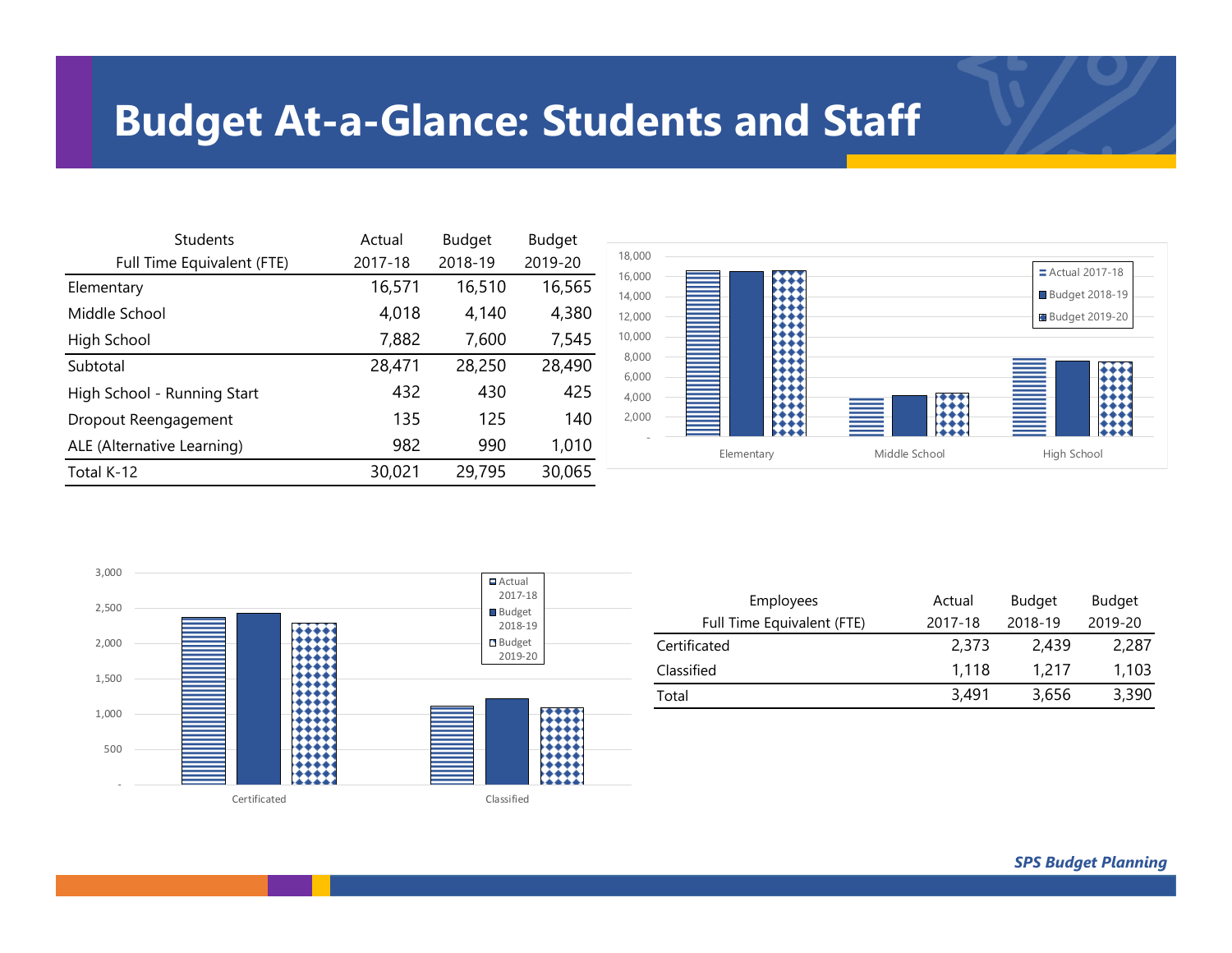# Budget At-a-Glance: Students and Staff

| Students<br>Full Time Equivalent (FTE) | Actual<br>2017-18 | Budget<br>2018-19 | Budget<br>2019-20 |
|---|---|---|---|
| Elementary | 16,571 | 16,510 | 16,565 |
| Middle School | 4,018 | 4,140 | 4,380 |
| High School | 7,882 | 7,600 | 7,545 |
| Subtotal | 28,471 | 28,250 | 28,490 |
| High School - Running Start | 432 | 430 | 425 |
| Dropout Reengagement | 135 | 125 | 140 |
| ALE (Alternative Learning) | 982 | 990 | 1,010 |
| Total K-12 | 30,021 | 29,795 | 30,065 |

| Employees<br>Full Time Equivalent (FTE) | Actual<br>2017-18 | Budget<br>2018-19 | Budget<br>2019-20 |
|---|---|---|---|
| Certificated | 2,373 | 2,439 | 2,287 |
| Classified | 1,118 | 1,217 | 1,103 |
| Total | 3,491 | 3,656 | 3,390 |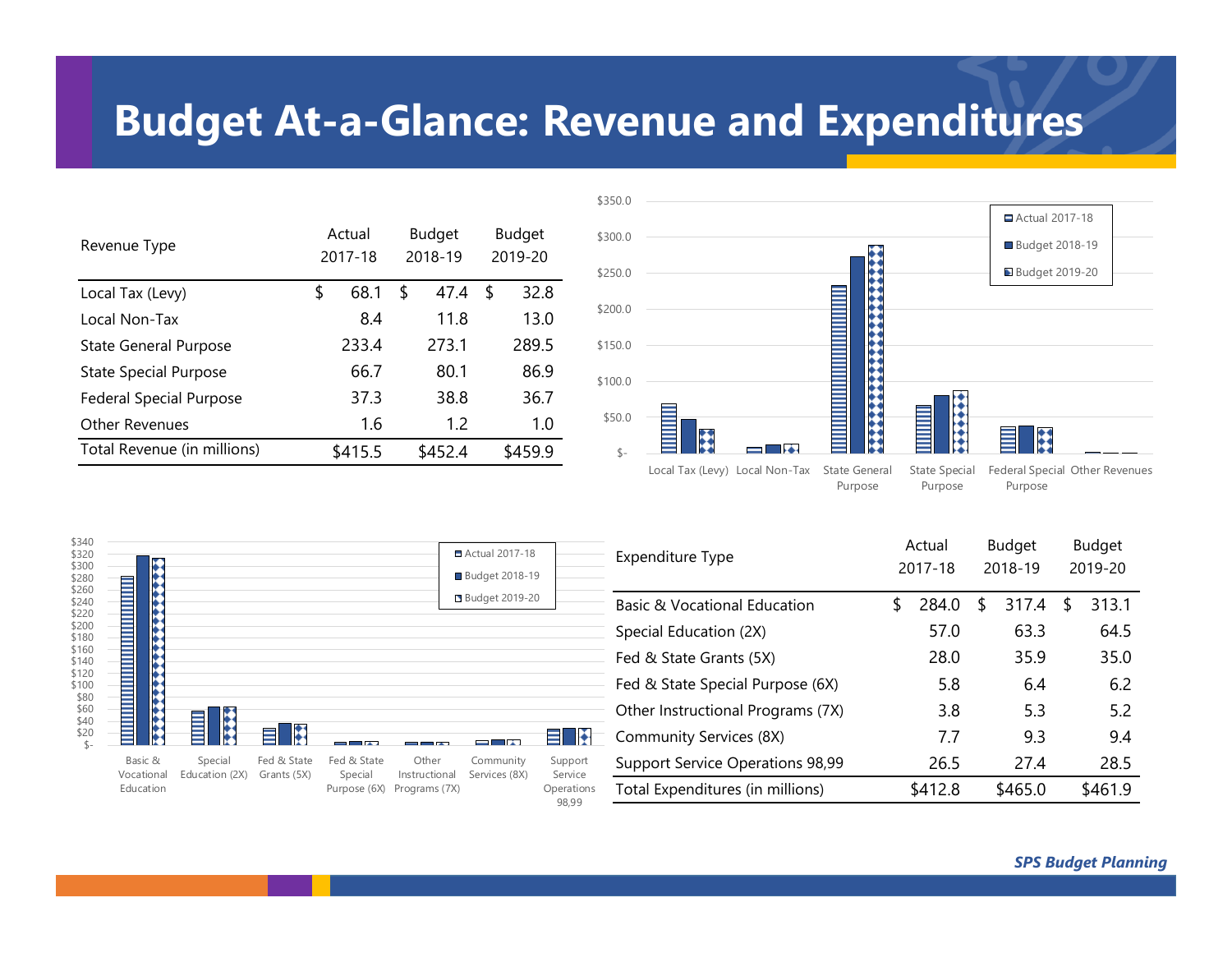# Budget At-a-Glance: Revenue and Expenditures

| Revenue Type | Actual 2017-18 | Budget 2018-19 | Budget 2019-20 |
|---|---|---|---|
| Local Tax (Levy) | $ 68.1 | $ 47.4 | $ 32.8 |
| Local Non-Tax | 8.4 | 11.8 | 13.0 |
| State General Purpose | 233.4 | 273.1 | 289.5 |
| State Special Purpose | 66.7 | 80.1 | 86.9 |
| Federal Special Purpose | 37.3 | 38.8 | 36.7 |
| Other Revenues | 1.6 | 1.2 | 1.0 |
| Total Revenue (in millions) | $415.5 | $452.4 | $459.9 |

| Expenditure Type | Actual 2017-18 | Budget 2018-19 | Budget 2019-20 |
|---|---|---|---|
| Basic & Vocational Education | $ 284.0 | $ 317.4 | $ 313.1 |
| Special Education (2X) | 57.0 | 63.3 | 64.5 |
| Fed & State Grants (5X) | 28.0 | 35.9 | 35.0 |
| Fed & State Special Purpose (6X) | 5.8 | 6.4 | 6.2 |
| Other Instructional Programs (7X) | 3.8 | 5.3 | 5.2 |
| Community Services (8X) | 7.7 | 9.3 | 9.4 |
| Support Service Operations 98,99 | 26.5 | 27.4 | 28.5 |
| Total Expenditures (in millions) | $412.8 | $465.0 | $461.9 |

*SPS Budget Planning*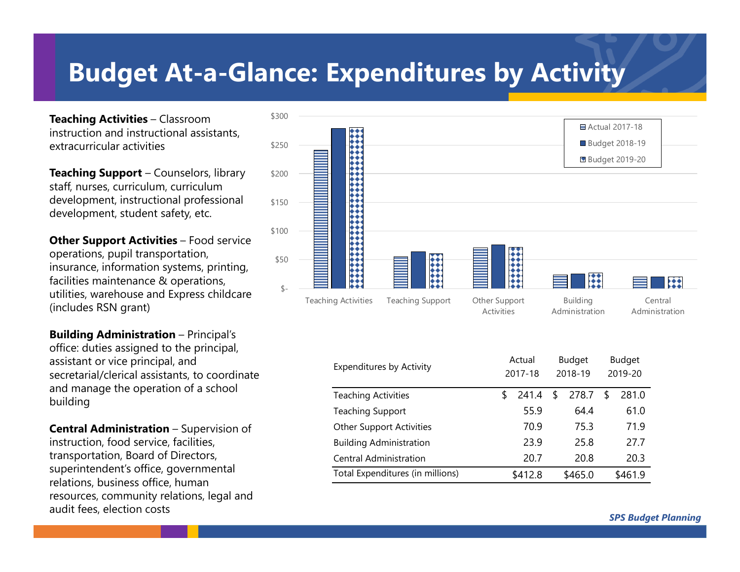# Budget At-a-Glance: Expenditures by Activity

**Teaching Activities** – Classroom instruction and instructional assistants, extracurricular activities

**Teaching Support** – Counselors, library staff, nurses, curriculum, curriculum development, instructional professional development, student safety, etc.

**Other Support Activities** – Food service operations, pupil transportation, insurance, information systems, printing, facilities maintenance & operations, utilities, warehouse and Express childcare (includes RSN grant)

**Building Administration** – Principal's office: duties assigned to the principal, assistant or vice principal, and secretarial/clerical assistants, to coordinate and manage the operation of a school building

**Central Administration** – Supervision of instruction, food service, facilities, transportation, Board of Directors, superintendent's office, governmental relations, business office, human resources, community relations, legal and audit fees, election costs

$300
$250
$200
$150
$100
$50
$-

Teaching Activities
Teaching Support
Other Support Activities
Building Administration
Central Administration

Actual 2017-18
Budget 2018-19
Budget 2019-20

| Expenditures by Activity | Actual 2017-18 | Budget 2018-19 | Budget 2019-20 |
|---|---|---|---|
| Teaching Activities | $ 241.4 | $ 278.7 | $ 281.0 |
| Teaching Support | 55.9 | 64.4 | 61.0 |
| Other Support Activities | 70.9 | 75.3 | 71.9 |
| Building Administration | 23.9 | 25.8 | 27.7 |
| Central Administration | 20.7 | 20.8 | 20.3 |
| Total Expenditures (in millions) | $412.8 | $465.0 | $461.9 |

*SPS Budget Planning*